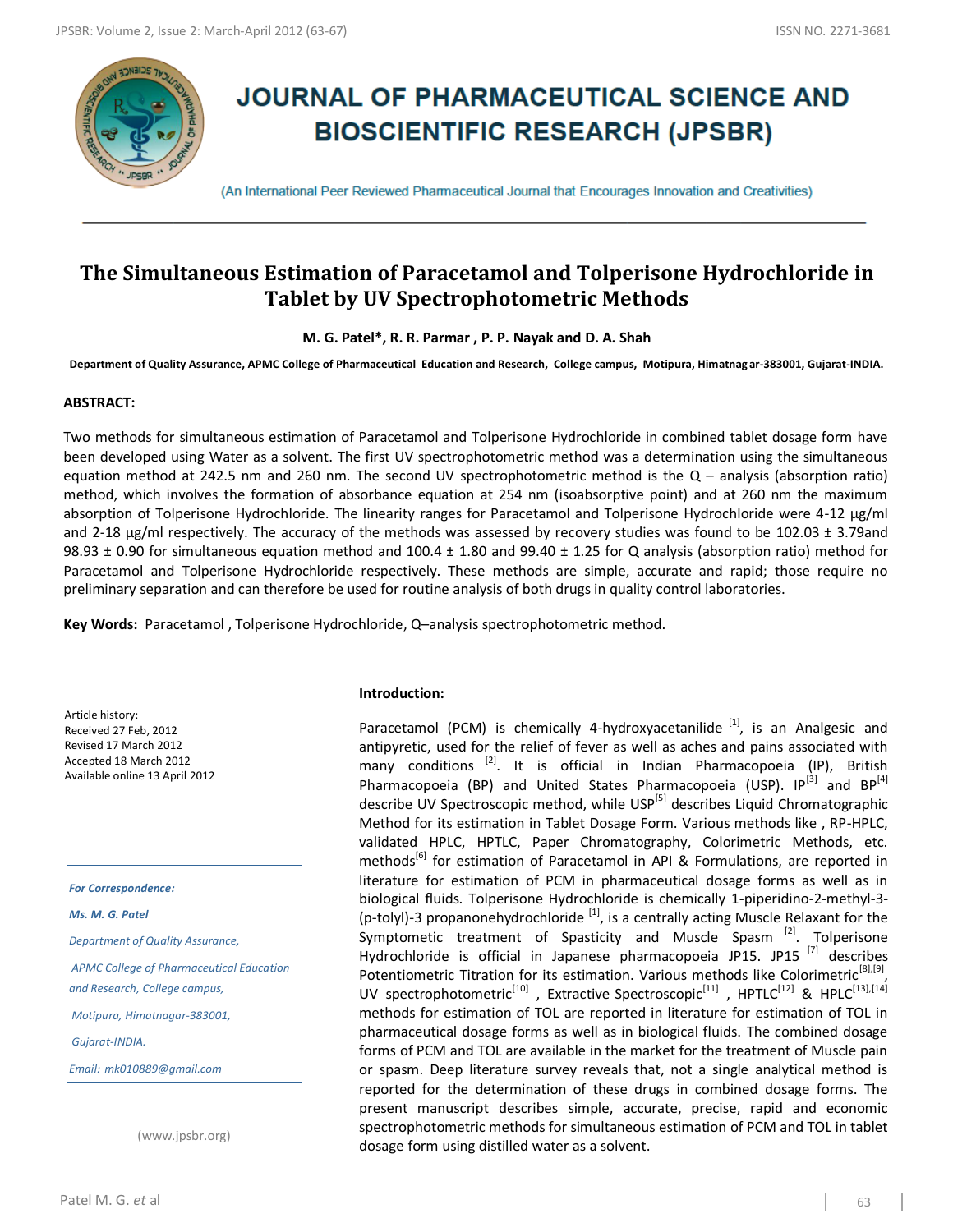# JOURNAL OF PHARMACEUTICAL SCIENCE AND BIOSCIENTIFIC RESEARCH (JPSBR)

(An International Peer Reviewed Pharmaceutical Journal that Encourages Innovation and Creativities)

## The Simultaneous Estimation of Paracetamol and Tolperisone Hydrochloride in Tablet by UV Spectrophotometric Methods

**M. G. Patel*, R. R. Parmar , P. P. Nayak and D. A. Shah**

**Department of Quality Assurance, APMC College of Pharmaceutical Education and Research, College campus, Motipura, Himatnagar-383001, Gujarat-INDIA.**

### ABSTRACT:

Two methods for simultaneous estimation of Paracetamol and Tolperisone Hydrochloride in combined tablet dosage form have been developed using Water as a solvent. The first UV spectrophotometric method was a determination using the simultaneous equation method at 242.5 nm and 260 nm. The second UV spectrophotometric method is the Q – analysis (absorption ratio) method, which involves the formation of absorbance equation at 254 nm (isoabsorptive point) and at 260 nm the maximum absorption of Tolperisone Hydrochloride. The linearity ranges for Paracetamol and Tolperisone Hydrochloride were 4-12 μg/ml and 2-18 μg/ml respectively. The accuracy of the methods was assessed by recovery studies was found to be 102.03 ± 3.79and 98.93 ± 0.90 for simultaneous equation method and 100.4 ± 1.80 and 99.40 ± 1.25 for Q analysis (absorption ratio) method for Paracetamol and Tolperisone Hydrochloride respectively. These methods are simple, accurate and rapid; those require no preliminary separation and can therefore be used for routine analysis of both drugs in quality control laboratories.

**Key Words:** Paracetamol , Tolperisone Hydrochloride, Q–analysis spectrophotometric method.

Article history:
Received 27 Feb, 2012
Revised 17 March 2012
Accepted 18 March 2012
Available online 13 April 2012

*For Correspondence:*

***Ms. M. G. Patel***

*Department of Quality Assurance,*

*APMC College of Pharmaceutical Education and Research, College campus,*

*Motipura, Himatnagar-383001,*

*Gujarat-INDIA.*

*Email: mk010889@gmail.com*

(www.jpsbr.org)

### Introduction:

Paracetamol (PCM) is chemically 4-hydroxyacetanilide [1], is an Analgesic and antipyretic, used for the relief of fever as well as aches and pains associated with many conditions [2]. It is official in Indian Pharmacopoeia (IP), British Pharmacopoeia (BP) and United States Pharmacopoeia (USP). IP[3] and BP[4] describe UV Spectroscopic method, while USP[5] describes Liquid Chromatographic Method for its estimation in Tablet Dosage Form. Various methods like , RP-HPLC, validated HPLC, HPTLC, Paper Chromatography, Colorimetric Methods, etc. methods[6] for estimation of Paracetamol in API & Formulations, are reported in literature for estimation of PCM in pharmaceutical dosage forms as well as in biological fluids. Tolperisone Hydrochloride is chemically 1-piperidino-2-methyl-3-(p-tolyl)-3 propanonehydrochloride [1], is a centrally acting Muscle Relaxant for the Symptometic treatment of Spasticity and Muscle Spasm [2]. Tolperisone Hydrochloride is official in Japanese pharmacopoeia JP15. JP15 [7] describes Potentiometric Titration for its estimation. Various methods like Colorimetric[8],[9], UV spectrophotometric[10] , Extractive Spectroscopic[11] , HPTLC[12] & HPLC[13],[14] methods for estimation of TOL are reported in literature for estimation of TOL in pharmaceutical dosage forms as well as in biological fluids. The combined dosage forms of PCM and TOL are available in the market for the treatment of Muscle pain or spasm. Deep literature survey reveals that, not a single analytical method is reported for the determination of these drugs in combined dosage forms. The present manuscript describes simple, accurate, precise, rapid and economic spectrophotometric methods for simultaneous estimation of PCM and TOL in tablet dosage form using distilled water as a solvent.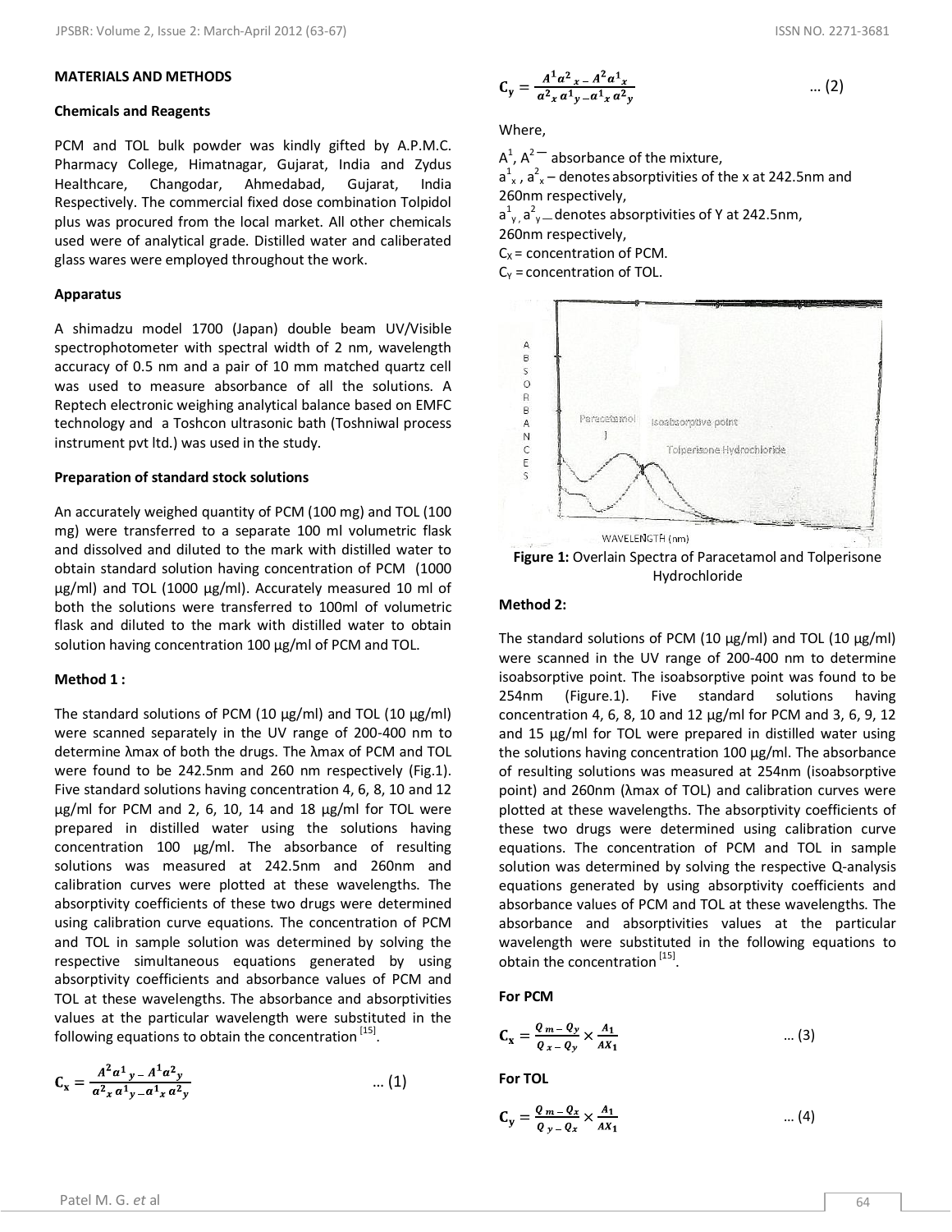## MATERIALS AND METHODS

### Chemicals and Reagents

PCM and TOL bulk powder was kindly gifted by A.P.M.C. Pharmacy College, Himatnagar, Gujarat, India and Zydus Healthcare, Changodar, Ahmedabad, Gujarat, India Respectively. The commercial fixed dose combination Tolpidol plus was procured from the local market. All other chemicals used were of analytical grade. Distilled water and caliberated glass wares were employed throughout the work.

### Apparatus

A shimadzu model 1700 (Japan) double beam UV/Visible spectrophotometer with spectral width of 2 nm, wavelength accuracy of 0.5 nm and a pair of 10 mm matched quartz cell was used to measure absorbance of all the solutions. A Reptech electronic weighing analytical balance based on EMFC technology and a Toshcon ultrasonic bath (Toshniwal process instrument pvt ltd.) was used in the study.

### Preparation of standard stock solutions

An accurately weighed quantity of PCM (100 mg) and TOL (100 mg) were transferred to a separate 100 ml volumetric flask and dissolved and diluted to the mark with distilled water to obtain standard solution having concentration of PCM (1000 µg/ml) and TOL (1000 µg/ml). Accurately measured 10 ml of both the solutions were transferred to 100ml of volumetric flask and diluted to the mark with distilled water to obtain solution having concentration 100 µg/ml of PCM and TOL.

### Method 1 :

The standard solutions of PCM (10 µg/ml) and TOL (10 µg/ml) were scanned separately in the UV range of 200-400 nm to determine λmax of both the drugs. The λmax of PCM and TOL were found to be 242.5nm and 260 nm respectively (Fig.1). Five standard solutions having concentration 4, 6, 8, 10 and 12 µg/ml for PCM and 2, 6, 10, 14 and 18 µg/ml for TOL were prepared in distilled water using the solutions having concentration 100 µg/ml. The absorbance of resulting solutions was measured at 242.5nm and 260nm and calibration curves were plotted at these wavelengths. The absorptivity coefficients of these two drugs were determined using calibration curve equations. The concentration of PCM and TOL in sample solution was determined by solving the respective simultaneous equations generated by using absorptivity coefficients and absorbance values of PCM and TOL at these wavelengths. The absorbance and absorptivities values at the particular wavelength were substituted in the following equations to obtain the concentration [15].

$$\mathbf{C_x} = \frac{A^2 a^1{}_y - A^1 a^2{}_y}{a^2{}_x\, a^1{}_y - a^1{}_x\, a^2{}_y} \qquad \text{... (1)}$$

$$\mathbf{C_y} = \frac{A^1 a^2{}_x - A^2 a^1{}_x}{a^2{}_x\, a^1{}_y - a^1{}_x\, a^2{}_y} \qquad \text{... (2)}$$

Where,

$A^1$, $A^2$ – absorbance of the mixture,

$a^1{}_x$ , $a^2{}_x$ – denotes absorptivities of the x at 242.5nm and 260nm respectively,

$a^1{}_y$, $a^2{}_y$ – denotes absorptivities of Y at 242.5nm, 260nm respectively,

$C_X$ = concentration of PCM.

$C_Y$ = concentration of TOL.

**Figure 1:** Overlain Spectra of Paracetamol and Tolperisone Hydrochloride

### Method 2:

The standard solutions of PCM (10 µg/ml) and TOL (10 µg/ml) were scanned in the UV range of 200-400 nm to determine isoabsorptive point. The isoabsorptive point was found to be 254nm (Figure.1). Five standard solutions having concentration 4, 6, 8, 10 and 12 µg/ml for PCM and 3, 6, 9, 12 and 15 µg/ml for TOL were prepared in distilled water using the solutions having concentration 100 µg/ml. The absorbance of resulting solutions was measured at 254nm (isoabsorptive point) and 260nm (λmax of TOL) and calibration curves were plotted at these wavelengths. The absorptivity coefficients of these two drugs were determined using calibration curve equations. The concentration of PCM and TOL in sample solution was determined by solving the respective Q-analysis equations generated by using absorptivity coefficients and absorbance values of PCM and TOL at these wavelengths. The absorbance and absorptivities values at the particular wavelength were substituted in the following equations to obtain the concentration [15].

**For PCM**

$$\mathbf{C_x} = \frac{Q_m - Q_y}{Q_x - Q_y} \times \frac{A_1}{AX_1} \qquad \text{... (3)}$$

**For TOL**

$$\mathbf{C_y} = \frac{Q_m - Q_x}{Q_y - Q_x} \times \frac{A_1}{AX_1} \qquad \text{... (4)}$$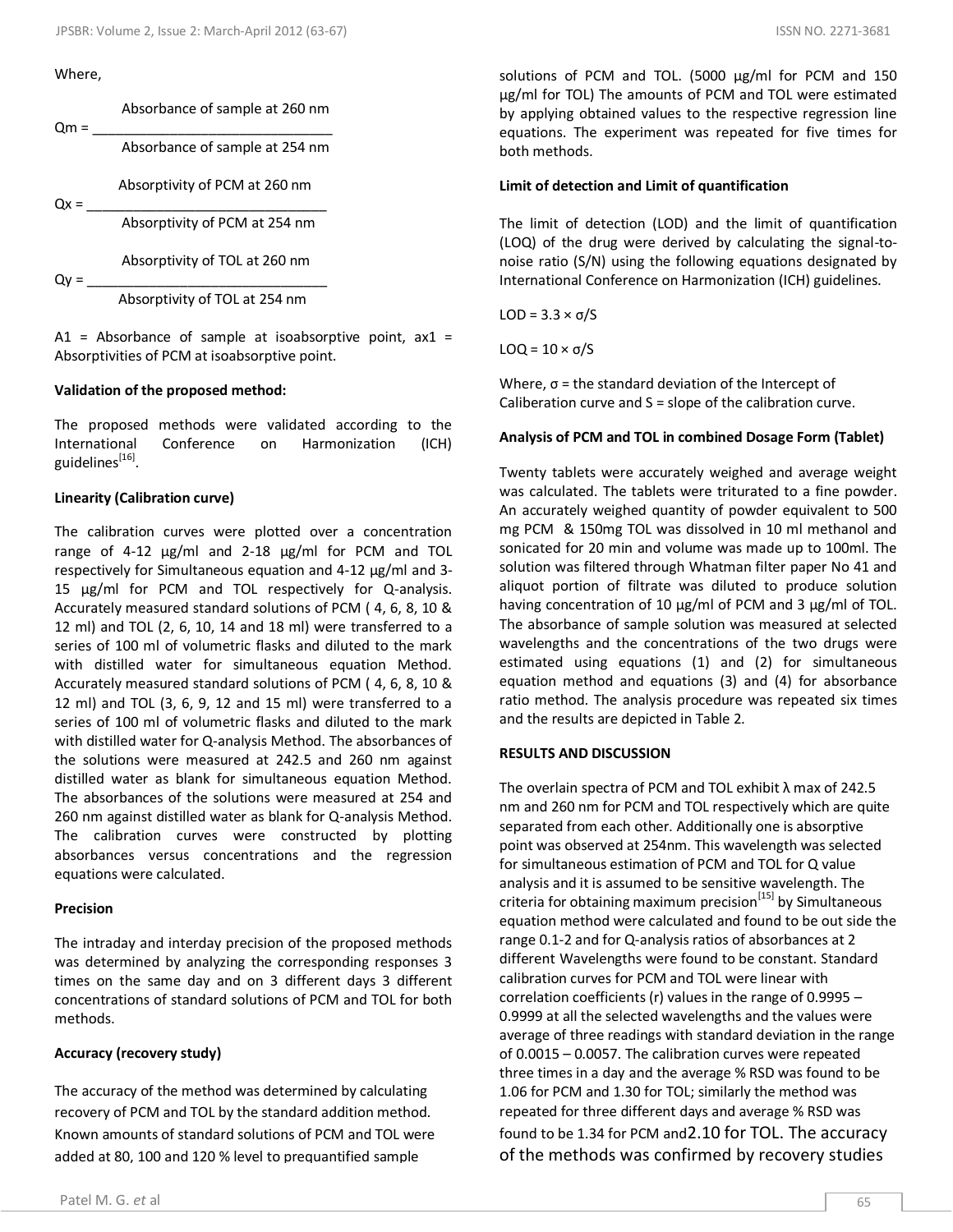Where,

$$Qm = \frac{\text{Absorbance of sample at 260 nm}}{\text{Absorbance of sample at 254 nm}}$$

$$Qx = \frac{\text{Absorptivity of PCM at 260 nm}}{\text{Absorptivity of PCM at 254 nm}}$$

$$Qy = \frac{\text{Absorptivity of TOL at 260 nm}}{\text{Absorptivity of TOL at 254 nm}}$$

A1 = Absorbance of sample at isoabsorptive point, ax1 = Absorptivities of PCM at isoabsorptive point.

**Validation of the proposed method:**

The proposed methods were validated according to the International Conference on Harmonization (ICH) guidelines[16].

**Linearity (Calibration curve)**

The calibration curves were plotted over a concentration range of 4-12 µg/ml and 2-18 µg/ml for PCM and TOL respectively for Simultaneous equation and 4-12 µg/ml and 3-15 µg/ml for PCM and TOL respectively for Q-analysis. Accurately measured standard solutions of PCM ( 4, 6, 8, 10 & 12 ml) and TOL (2, 6, 10, 14 and 18 ml) were transferred to a series of 100 ml of volumetric flasks and diluted to the mark with distilled water for simultaneous equation Method. Accurately measured standard solutions of PCM ( 4, 6, 8, 10 & 12 ml) and TOL (3, 6, 9, 12 and 15 ml) were transferred to a series of 100 ml of volumetric flasks and diluted to the mark with distilled water for Q-analysis Method. The absorbances of the solutions were measured at 242.5 and 260 nm against distilled water as blank for simultaneous equation Method. The absorbances of the solutions were measured at 254 and 260 nm against distilled water as blank for Q-analysis Method. The calibration curves were constructed by plotting absorbances versus concentrations and the regression equations were calculated.

**Precision**

The intraday and interday precision of the proposed methods was determined by analyzing the corresponding responses 3 times on the same day and on 3 different days 3 different concentrations of standard solutions of PCM and TOL for both methods.

**Accuracy (recovery study)**

The accuracy of the method was determined by calculating recovery of PCM and TOL by the standard addition method. Known amounts of standard solutions of PCM and TOL were added at 80, 100 and 120 % level to prequantified sample solutions of PCM and TOL. (5000 µg/ml for PCM and 150 µg/ml for TOL) The amounts of PCM and TOL were estimated by applying obtained values to the respective regression line equations. The experiment was repeated for five times for both methods.

**Limit of detection and Limit of quantification**

The limit of detection (LOD) and the limit of quantification (LOQ) of the drug were derived by calculating the signal-to-noise ratio (S/N) using the following equations designated by International Conference on Harmonization (ICH) guidelines.

$LOD = 3.3 \times \sigma/S$

$LOQ = 10 \times \sigma/S$

Where, σ = the standard deviation of the Intercept of Caliberation curve and S = slope of the calibration curve.

**Analysis of PCM and TOL in combined Dosage Form (Tablet)**

Twenty tablets were accurately weighed and average weight was calculated. The tablets were triturated to a fine powder. An accurately weighed quantity of powder equivalent to 500 mg PCM & 150mg TOL was dissolved in 10 ml methanol and sonicated for 20 min and volume was made up to 100ml. The solution was filtered through Whatman filter paper No 41 and aliquot portion of filtrate was diluted to produce solution having concentration of 10 µg/ml of PCM and 3 µg/ml of TOL. The absorbance of sample solution was measured at selected wavelengths and the concentrations of the two drugs were estimated using equations (1) and (2) for simultaneous equation method and equations (3) and (4) for absorbance ratio method. The analysis procedure was repeated six times and the results are depicted in Table 2.

**RESULTS AND DISCUSSION**

The overlain spectra of PCM and TOL exhibit λ max of 242.5 nm and 260 nm for PCM and TOL respectively which are quite separated from each other. Additionally one is absorptive point was observed at 254nm. This wavelength was selected for simultaneous estimation of PCM and TOL for Q value analysis and it is assumed to be sensitive wavelength. The criteria for obtaining maximum precision[15] by Simultaneous equation method were calculated and found to be out side the range 0.1-2 and for Q-analysis ratios of absorbances at 2 different Wavelengths were found to be constant. Standard calibration curves for PCM and TOL were linear with correlation coefficients (r) values in the range of 0.9995 – 0.9999 at all the selected wavelengths and the values were average of three readings with standard deviation in the range of 0.0015 – 0.0057. The calibration curves were repeated three times in a day and the average % RSD was found to be 1.06 for PCM and 1.30 for TOL; similarly the method was repeated for three different days and average % RSD was found to be 1.34 for PCM and2.10 for TOL. The accuracy of the methods was confirmed by recovery studies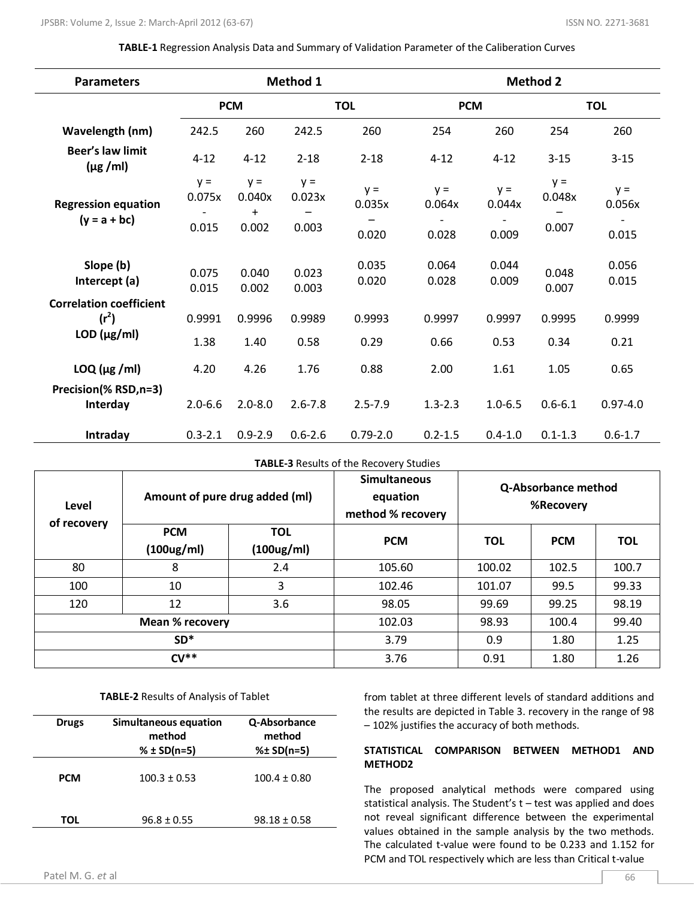**TABLE-1** Regression Analysis Data and Summary of Validation Parameter of the Caliberation Curves

| Parameters | Method 1 | | | | Method 2 | | | |
|---|---|---|---|---|---|---|---|---|
| | PCM | | TOL | | PCM | | TOL | |
| Wavelength (nm) | 242.5 | 260 | 242.5 | 260 | 254 | 260 | 254 | 260 |
| Beer's law limit (µg /ml) | 4-12 | 4-12 | 2-18 | 2-18 | 4-12 | 4-12 | 3-15 | 3-15 |
| Regression equation (y = a + bc) | y = 0.075x - 0.015 | y = 0.040x + 0.002 | y = 0.023x – 0.003 | y = 0.035x – 0.020 | y = 0.064x - 0.028 | y = 0.044x - 0.009 | y = 0.048x – 0.007 | y = 0.056x - 0.015 |
| Slope (b) | 0.075 | 0.040 | 0.023 | 0.035 | 0.064 | 0.044 | 0.048 | 0.056 |
| Intercept (a) | 0.015 | 0.002 | 0.003 | 0.020 | 0.028 | 0.009 | 0.007 | 0.015 |
| Correlation coefficient ($r^2$) | 0.9991 | 0.9996 | 0.9989 | 0.9993 | 0.9997 | 0.9997 | 0.9995 | 0.9999 |
| LOD (µg/ml) | 1.38 | 1.40 | 0.58 | 0.29 | 0.66 | 0.53 | 0.34 | 0.21 |
| LOQ (µg /ml) | 4.20 | 4.26 | 1.76 | 0.88 | 2.00 | 1.61 | 1.05 | 0.65 |
| Precision(% RSD,n=3) Interday | 2.0-6.6 | 2.0-8.0 | 2.6-7.8 | 2.5-7.9 | 1.3-2.3 | 1.0-6.5 | 0.6-6.1 | 0.97-4.0 |
| Intraday | 0.3-2.1 | 0.9-2.9 | 0.6-2.6 | 0.79-2.0 | 0.2-1.5 | 0.4-1.0 | 0.1-1.3 | 0.6-1.7 |

**TABLE-3** Results of the Recovery Studies

| Level of recovery | Amount of pure drug added (ml) | | Simultaneous equation method % recovery | | Q-Absorbance method %Recovery | |
|---|---|---|---|---|---|---|
| | PCM (100ug/ml) | TOL (100ug/ml) | PCM | TOL | PCM | TOL |
| 80 | 8 | 2.4 | 105.60 | 100.02 | 102.5 | 100.7 |
| 100 | 10 | 3 | 102.46 | 101.07 | 99.5 | 99.33 |
| 120 | 12 | 3.6 | 98.05 | 99.69 | 99.25 | 98.19 |
| Mean % recovery | | | 102.03 | 98.93 | 100.4 | 99.40 |
| SD* | | | 3.79 | 0.9 | 1.80 | 1.25 |
| CV** | | | 3.76 | 0.91 | 1.80 | 1.26 |

**TABLE-2** Results of Analysis of Tablet

| Drugs | Simultaneous equation method % ± SD(n=5) | Q-Absorbance method %± SD(n=5) |
|---|---|---|
| PCM | 100.3 ± 0.53 | 100.4 ± 0.80 |
| TOL | 96.8 ± 0.55 | 98.18 ± 0.58 |

from tablet at three different levels of standard additions and the results are depicted in Table 3. recovery in the range of 98 – 102% justifies the accuracy of both methods.

### STATISTICAL COMPARISON BETWEEN METHOD1 AND METHOD2

The proposed analytical methods were compared using statistical analysis. The Student's t – test was applied and does not reveal significant difference between the experimental values obtained in the sample analysis by the two methods. The calculated t-value were found to be 0.233 and 1.152 for PCM and TOL respectively which are less than Critical t-value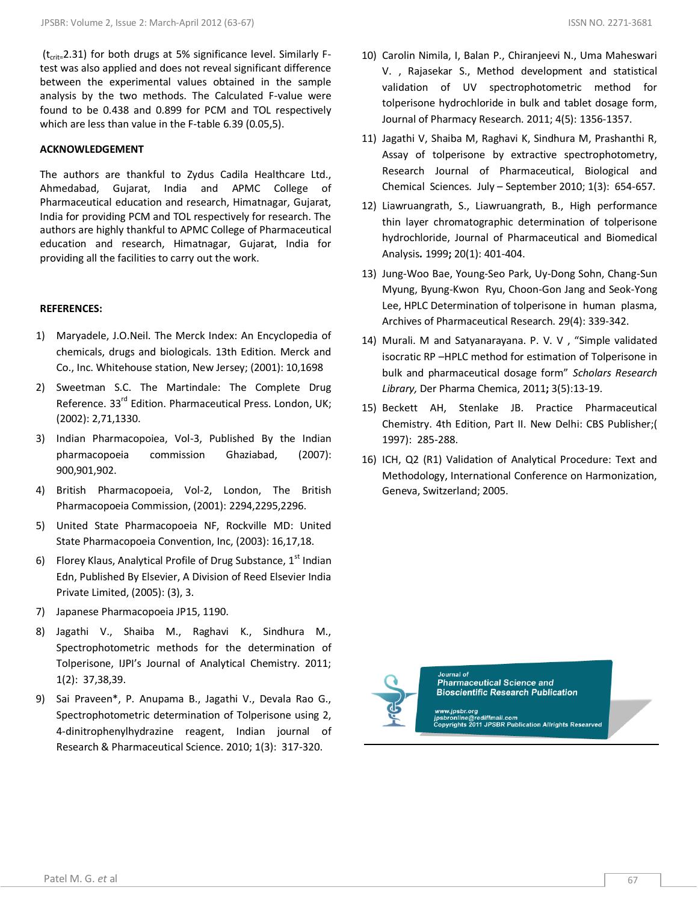($t_{crit}$=2.31) for both drugs at 5% significance level. Similarly F-test was also applied and does not reveal significant difference between the experimental values obtained in the sample analysis by the two methods. The Calculated F-value were found to be 0.438 and 0.899 for PCM and TOL respectively which are less than value in the F-table 6.39 (0.05,5).

**ACKNOWLEDGEMENT**

The authors are thankful to Zydus Cadila Healthcare Ltd., Ahmedabad, Gujarat, India and APMC College of Pharmaceutical education and research, Himatnagar, Gujarat, India for providing PCM and TOL respectively for research. The authors are highly thankful to APMC College of Pharmaceutical education and research, Himatnagar, Gujarat, India for providing all the facilities to carry out the work.

**REFERENCES:**

1) Maryadele, J.O.Neil. The Merck Index: An Encyclopedia of chemicals, drugs and biologicals. 13th Edition. Merck and Co., Inc. Whitehouse station, New Jersey; (2001): 10,1698
2) Sweetman S.C. The Martindale: The Complete Drug Reference. 33rd Edition. Pharmaceutical Press. London, UK; (2002): 2,71,1330.
3) Indian Pharmacopoiea, Vol-3, Published By the Indian pharmacopoeia commission Ghaziabad, (2007): 900,901,902.
4) British Pharmacopoeia, Vol-2, London, The British Pharmacopoeia Commission, (2001): 2294,2295,2296.
5) United State Pharmacopoeia NF, Rockville MD: United State Pharmacopoeia Convention, Inc, (2003): 16,17,18.
6) Florey Klaus, Analytical Profile of Drug Substance, 1st Indian Edn, Published By Elsevier, A Division of Reed Elsevier India Private Limited, (2005): (3), 3.
7) Japanese Pharmacopoeia JP15, 1190.
8) Jagathi V., Shaiba M., Raghavi K., Sindhura M., Spectrophotometric methods for the determination of Tolperisone, IJPI's Journal of Analytical Chemistry. 2011; 1(2): 37,38,39.
9) Sai Praveen*, P. Anupama B., Jagathi V., Devala Rao G., Spectrophotometric determination of Tolperisone using 2, 4-dinitrophenylhydrazine reagent, Indian journal of Research & Pharmaceutical Science. 2010; 1(3): 317-320.
10) Carolin Nimila, I, Balan P., Chiranjeevi N., Uma Maheswari V. , Rajasekar S., Method development and statistical validation of UV spectrophotometric method for tolperisone hydrochloride in bulk and tablet dosage form, Journal of Pharmacy Research. 2011; 4(5): 1356-1357.
11) Jagathi V, Shaiba M, Raghavi K, Sindhura M, Prashanthi R, Assay of tolperisone by extractive spectrophotometry, Research Journal of Pharmaceutical, Biological and Chemical Sciences. July – September 2010; 1(3): 654-657.
12) Liawruangrath, S., Liawruangrath, B., High performance thin layer chromatographic determination of tolperisone hydrochloride, Journal of Pharmaceutical and Biomedical Analysis**.** 1999**;** 20(1): 401-404.
13) Jung-Woo Bae, Young-Seo Park, Uy-Dong Sohn, Chang-Sun Myung, Byung-Kwon Ryu, Choon-Gon Jang and Seok-Yong Lee, HPLC Determination of tolperisone in human plasma, Archives of Pharmaceutical Research. 29(4): 339-342.
14) Murali. M and Satyanarayana. P. V. V , "Simple validated isocratic RP –HPLC method for estimation of Tolperisone in bulk and pharmaceutical dosage form" *Scholars Research Library,* Der Pharma Chemica, 2011**;** 3(5):13-19.
15) Beckett AH, Stenlake JB. Practice Pharmaceutical Chemistry. 4th Edition, Part II. New Delhi: CBS Publisher;( 1997): 285-288.
16) ICH, Q2 (R1) Validation of Analytical Procedure: Text and Methodology, International Conference on Harmonization, Geneva, Switzerland; 2005.

Journal of
Pharmaceutical Science and
Bioscientific Research Publication
www.jpsbr.org
jpsbronline@rediffmail.com
Copyrights 2011 JPSBR Publication Allrights Researved